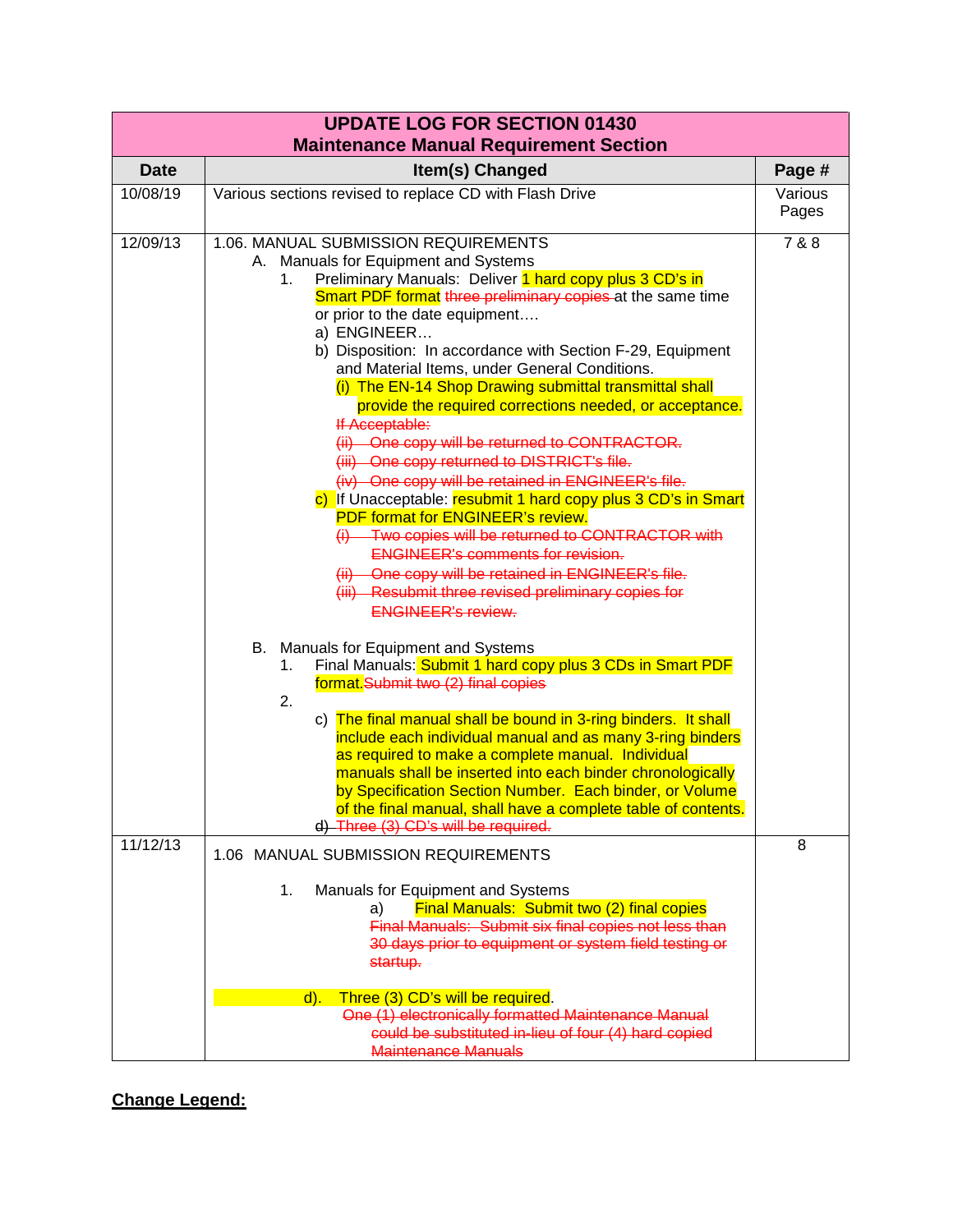| UPDATE LOG FOR SECTION 01430<br>Maintenance Manual Requirement Section | | |
|---|---|---|
| **Date** | **Item(s) Changed** | **Page #** |
| 10/08/19 | Various sections revised to replace CD with Flash Drive | Various Pages |
| 12/09/13 | 1.06. MANUAL SUBMISSION REQUIREMENTS<br>A. Manuals for Equipment and Systems<br>1. Preliminary Manuals: Deliver 1 hard copy plus 3 CD's in Smart PDF format ~~three preliminary copies~~ at the same time or prior to the date equipment….<br>a) ENGINEER…<br>b) Disposition: In accordance with Section F-29, Equipment and Material Items, under General Conditions.<br>(i) The EN-14 Shop Drawing submittal transmittal shall provide the required corrections needed, or acceptance.<br>~~If Acceptable:~~<br>~~(ii) One copy will be returned to CONTRACTOR.~~<br>~~(iii) One copy returned to DISTRICT's file.~~<br>~~(iv) One copy will be retained in ENGINEER's file.~~<br>c) If Unacceptable: resubmit 1 hard copy plus 3 CD's in Smart PDF format for ENGINEER's review.<br>~~(i) Two copies will be returned to CONTRACTOR with ENGINEER's comments for revision.~~<br>~~(ii) One copy will be retained in ENGINEER's file.~~<br>~~(iii) Resubmit three revised preliminary copies for ENGINEER's review.~~<br><br>B. Manuals for Equipment and Systems<br>1. Final Manuals: Submit 1 hard copy plus 3 CDs in Smart PDF format.~~Submit two (2) final copies~~<br>2.<br>c) The final manual shall be bound in 3-ring binders. It shall include each individual manual and as many 3-ring binders as required to make a complete manual. Individual manuals shall be inserted into each binder chronologically by Specification Section Number. Each binder, or Volume of the final manual, shall have a complete table of contents.<br>~~d) Three (3) CD's will be required.~~ | 7 & 8 |
| 11/12/13 | 1.06 MANUAL SUBMISSION REQUIREMENTS<br><br>1. Manuals for Equipment and Systems<br>a) Final Manuals: Submit two (2) final copies<br>~~Final Manuals: Submit six final copies not less than 30 days prior to equipment or system field testing or startup.~~<br><br>d). Three (3) CD's will be required.<br>~~One (1) electronically formatted Maintenance Manual could be substituted in-lieu of four (4) hard copied Maintenance Manuals~~ | 8 |

**Change Legend:**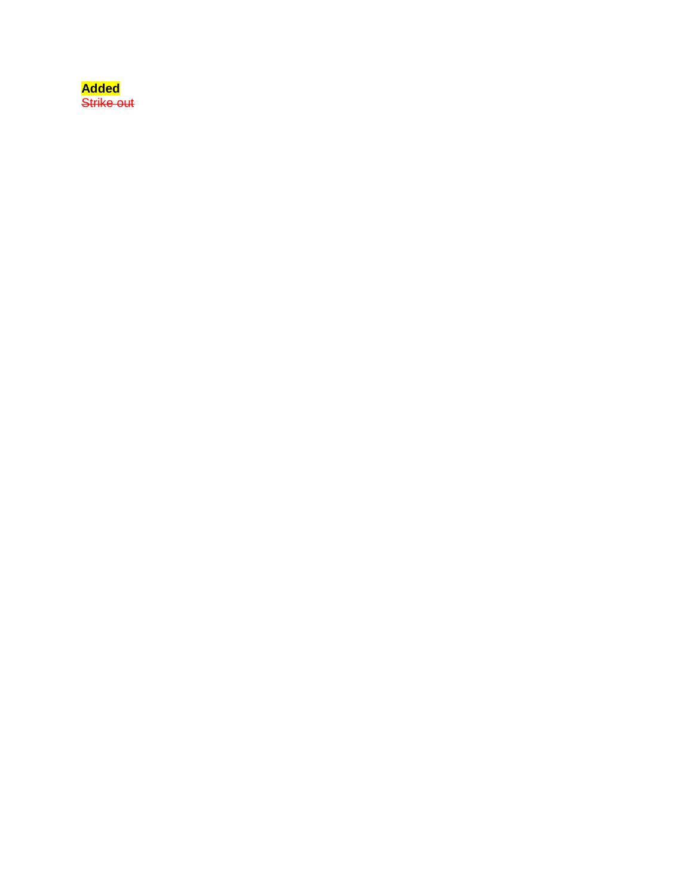**Added**

~~Strike out~~